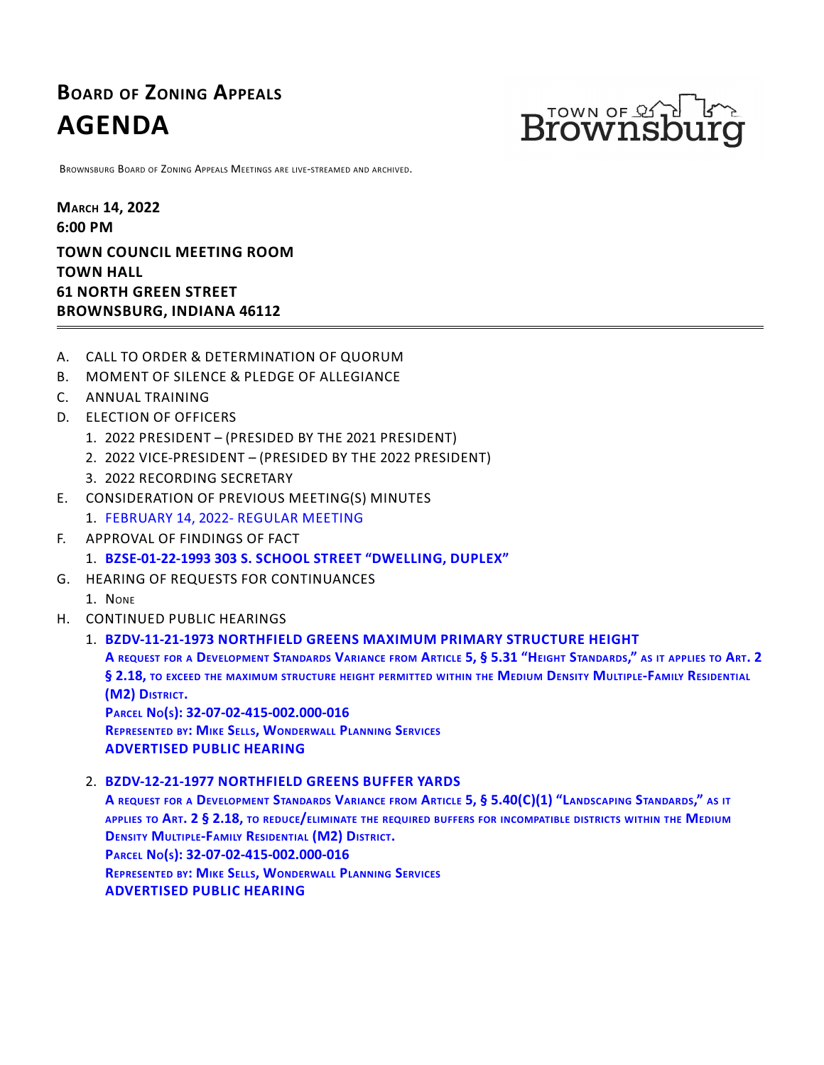# Board of Zoning Appeals

# AGENDA

TOWN OF Brownsburg

Brownsburg Board of Zoning Appeals Meetings are live-streamed and archived.

**March 14, 2022**
**6:00 PM**

**TOWN COUNCIL MEETING ROOM**
**TOWN HALL**
**61 NORTH GREEN STREET**
**BROWNSBURG, INDIANA 46112**

---

A. CALL TO ORDER & DETERMINATION OF QUORUM

B. MOMENT OF SILENCE & PLEDGE OF ALLEGIANCE

C. ANNUAL TRAINING

D. ELECTION OF OFFICERS
   1. 2022 PRESIDENT – (PRESIDED BY THE 2021 PRESIDENT)
   2. 2022 VICE-PRESIDENT – (PRESIDED BY THE 2022 PRESIDENT)
   3. 2022 RECORDING SECRETARY

E. CONSIDERATION OF PREVIOUS MEETING(S) MINUTES
   1. FEBRUARY 14, 2022- REGULAR MEETING

F. APPROVAL OF FINDINGS OF FACT
   1. **BZSE-01-22-1993 303 S. SCHOOL STREET "DWELLING, DUPLEX"**

G. HEARING OF REQUESTS FOR CONTINUANCES
   1. None

H. CONTINUED PUBLIC HEARINGS
   1. **BZDV-11-21-1973 NORTHFIELD GREENS MAXIMUM PRIMARY STRUCTURE HEIGHT**
      **A request for a Development Standards Variance from Article 5, § 5.31 "Height Standards," as it applies to Art. 2 § 2.18, to exceed the maximum structure height permitted within the Medium Density Multiple-Family Residential (M2) District.**
      **Parcel No(s): 32-07-02-415-002.000-016**
      **Represented by: Mike Sells, Wonderwall Planning Services**
      **ADVERTISED PUBLIC HEARING**

   2. **BZDV-12-21-1977 NORTHFIELD GREENS BUFFER YARDS**
      **A request for a Development Standards Variance from Article 5, § 5.40(C)(1) "Landscaping Standards," as it applies to Art. 2 § 2.18, to reduce/eliminate the required buffers for incompatible districts within the Medium Density Multiple-Family Residential (M2) District.**
      **Parcel No(s): 32-07-02-415-002.000-016**
      **Represented by: Mike Sells, Wonderwall Planning Services**
      **ADVERTISED PUBLIC HEARING**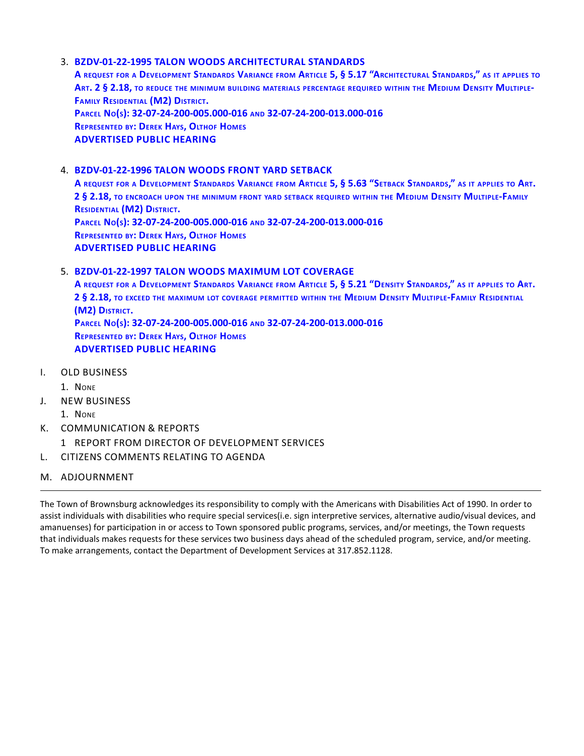3. **BZDV-01-22-1995 TALON WOODS ARCHITECTURAL STANDARDS**
   **A request for a Development Standards Variance from Article 5, § 5.17 "Architectural Standards," as it applies to Art. 2 § 2.18, to reduce the minimum building materials percentage required within the Medium Density Multiple-Family Residential (M2) District.**
   **Parcel No(s): 32-07-24-200-005.000-016 and 32-07-24-200-013.000-016**
   **Represented by: Derek Hays, Olthof Homes**
   **ADVERTISED PUBLIC HEARING**

4. **BZDV-01-22-1996 TALON WOODS FRONT YARD SETBACK**
   **A request for a Development Standards Variance from Article 5, § 5.63 "Setback Standards," as it applies to Art. 2 § 2.18, to encroach upon the minimum front yard setback required within the Medium Density Multiple-Family Residential (M2) District.**
   **Parcel No(s): 32-07-24-200-005.000-016 and 32-07-24-200-013.000-016**
   **Represented by: Derek Hays, Olthof Homes**
   **ADVERTISED PUBLIC HEARING**

5. **BZDV-01-22-1997 TALON WOODS MAXIMUM LOT COVERAGE**
   **A request for a Development Standards Variance from Article 5, § 5.21 "Density Standards," as it applies to Art. 2 § 2.18, to exceed the maximum lot coverage permitted within the Medium Density Multiple-Family Residential (M2) District.**
   **Parcel No(s): 32-07-24-200-005.000-016 and 32-07-24-200-013.000-016**
   **Represented by: Derek Hays, Olthof Homes**
   **ADVERTISED PUBLIC HEARING**

I. OLD BUSINESS
   1. None

J. NEW BUSINESS
   1. None

K. COMMUNICATION & REPORTS
   1 REPORT FROM DIRECTOR OF DEVELOPMENT SERVICES

L. CITIZENS COMMENTS RELATING TO AGENDA

M. ADJOURNMENT

---

The Town of Brownsburg acknowledges its responsibility to comply with the Americans with Disabilities Act of 1990. In order to assist individuals with disabilities who require special services(i.e. sign interpretive services, alternative audio/visual devices, and amanuenses) for participation in or access to Town sponsored public programs, services, and/or meetings, the Town requests that individuals makes requests for these services two business days ahead of the scheduled program, service, and/or meeting. To make arrangements, contact the Department of Development Services at 317.852.1128.